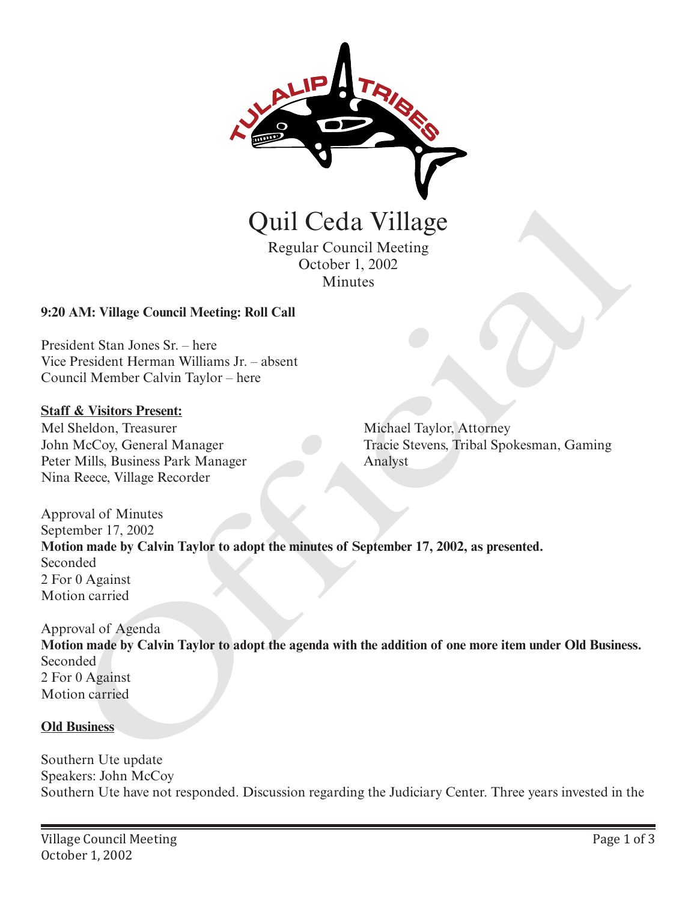# Quil Ceda Village

Regular Council Meeting
October 1, 2002
Minutes

**9:20 AM: Village Council Meeting: Roll Call**

President Stan Jones Sr. – here
Vice President Herman Williams Jr. – absent
Council Member Calvin Taylor – here

**Staff & Visitors Present:**

Mel Sheldon, Treasurer
John McCoy, General Manager
Peter Mills, Business Park Manager
Nina Reece, Village Recorder
Michael Taylor, Attorney
Tracie Stevens, Tribal Spokesman, Gaming Analyst

Approval of Minutes
September 17, 2002
**Motion made by Calvin Taylor to adopt the minutes of September 17, 2002, as presented.**
Seconded
2 For 0 Against
Motion carried

Approval of Agenda
**Motion made by Calvin Taylor to adopt the agenda with the addition of one more item under Old Business.**
Seconded
2 For 0 Against
Motion carried

**Old Business**

Southern Ute update
Speakers: John McCoy
Southern Ute have not responded. Discussion regarding the Judiciary Center. Three years invested in the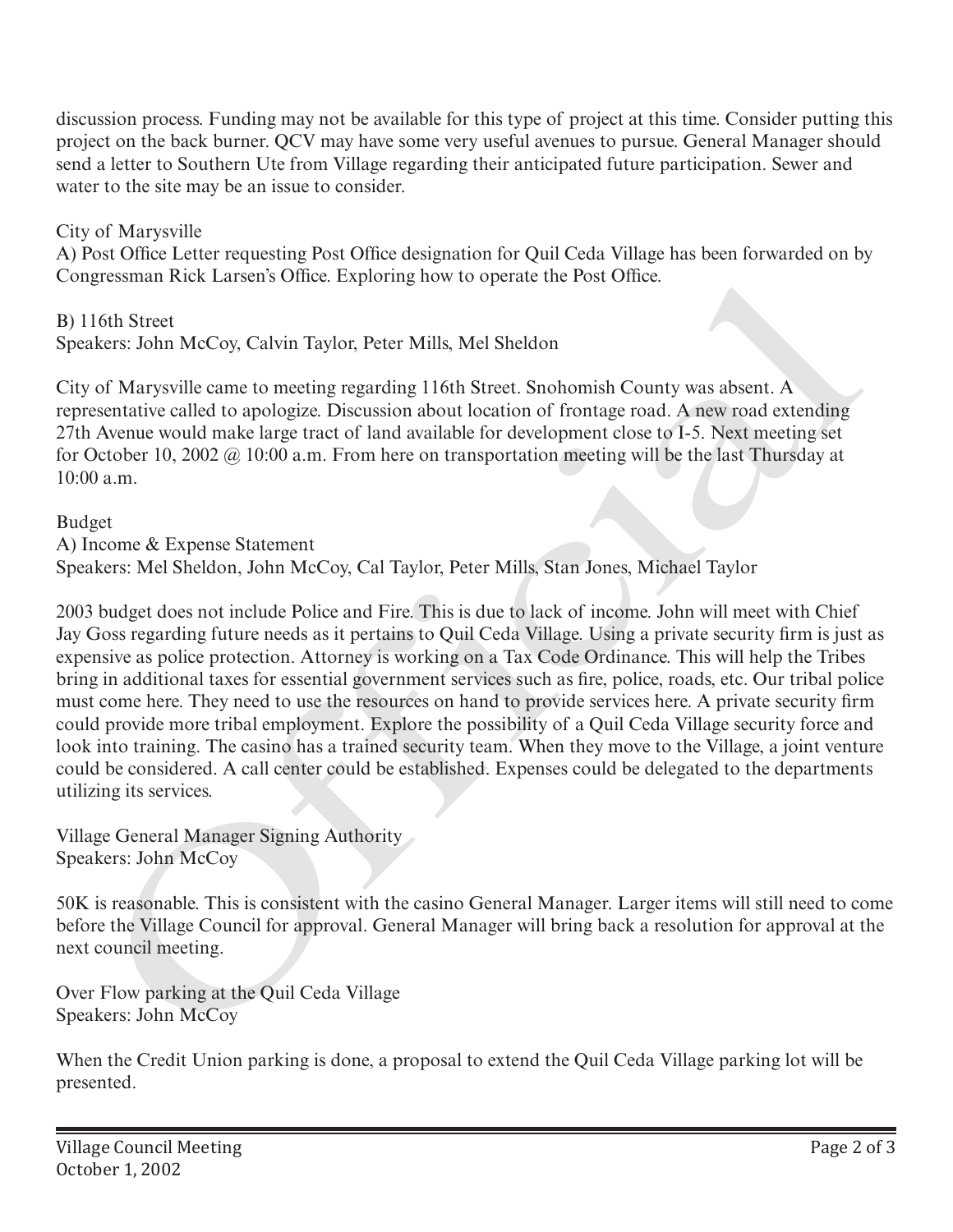discussion process. Funding may not be available for this type of project at this time. Consider putting this project on the back burner. QCV may have some very useful avenues to pursue. General Manager should send a letter to Southern Ute from Village regarding their anticipated future participation. Sewer and water to the site may be an issue to consider.

City of Marysville

A) Post Office Letter requesting Post Office designation for Quil Ceda Village has been forwarded on by Congressman Rick Larsen's Office. Exploring how to operate the Post Office.

B) 116th Street

Speakers: John McCoy, Calvin Taylor, Peter Mills, Mel Sheldon

City of Marysville came to meeting regarding 116th Street. Snohomish County was absent. A representative called to apologize. Discussion about location of frontage road. A new road extending 27th Avenue would make large tract of land available for development close to I-5. Next meeting set for October 10, 2002 @ 10:00 a.m. From here on transportation meeting will be the last Thursday at 10:00 a.m.

Budget

A) Income & Expense Statement

Speakers: Mel Sheldon, John McCoy, Cal Taylor, Peter Mills, Stan Jones, Michael Taylor

2003 budget does not include Police and Fire. This is due to lack of income. John will meet with Chief Jay Goss regarding future needs as it pertains to Quil Ceda Village. Using a private security firm is just as expensive as police protection. Attorney is working on a Tax Code Ordinance. This will help the Tribes bring in additional taxes for essential government services such as fire, police, roads, etc. Our tribal police must come here. They need to use the resources on hand to provide services here. A private security firm could provide more tribal employment. Explore the possibility of a Quil Ceda Village security force and look into training. The casino has a trained security team. When they move to the Village, a joint venture could be considered. A call center could be established. Expenses could be delegated to the departments utilizing its services.

Village General Manager Signing Authority

Speakers: John McCoy

50K is reasonable. This is consistent with the casino General Manager. Larger items will still need to come before the Village Council for approval. General Manager will bring back a resolution for approval at the next council meeting.

Over Flow parking at the Quil Ceda Village

Speakers: John McCoy

When the Credit Union parking is done, a proposal to extend the Quil Ceda Village parking lot will be presented.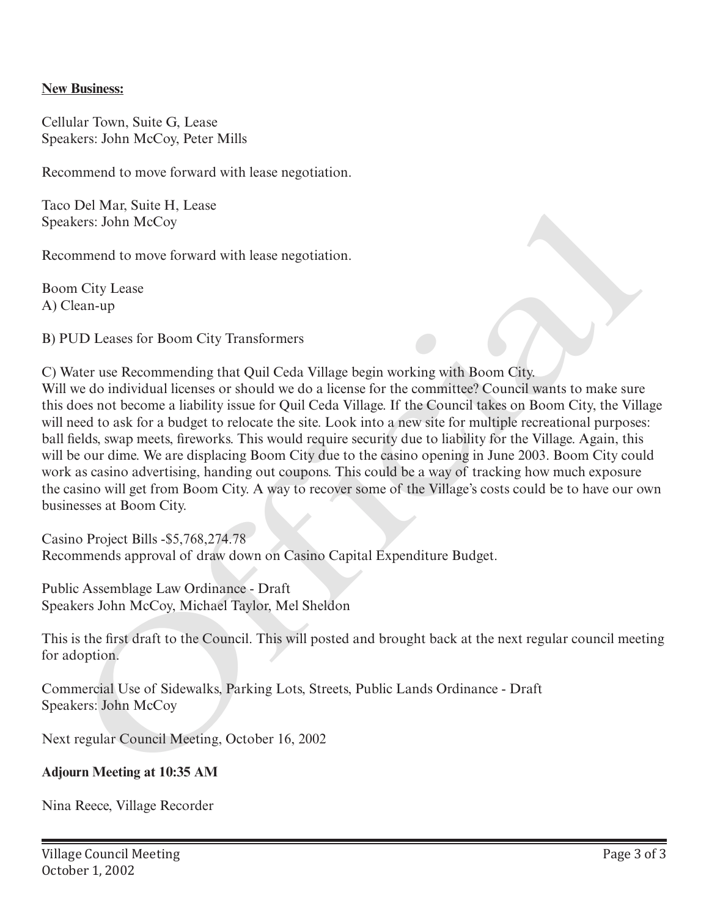**New Business:**

Cellular Town, Suite G, Lease
Speakers: John McCoy, Peter Mills

Recommend to move forward with lease negotiation.

Taco Del Mar, Suite H, Lease
Speakers: John McCoy

Recommend to move forward with lease negotiation.

Boom City Lease
A) Clean-up

B) PUD Leases for Boom City Transformers

C) Water use Recommending that Quil Ceda Village begin working with Boom City.
Will we do individual licenses or should we do a license for the committee? Council wants to make sure this does not become a liability issue for Quil Ceda Village. If the Council takes on Boom City, the Village will need to ask for a budget to relocate the site. Look into a new site for multiple recreational purposes: ball fields, swap meets, fireworks. This would require security due to liability for the Village. Again, this will be our dime. We are displacing Boom City due to the casino opening in June 2003. Boom City could work as casino advertising, handing out coupons. This could be a way of tracking how much exposure the casino will get from Boom City. A way to recover some of the Village's costs could be to have our own businesses at Boom City.

Casino Project Bills -$5,768,274.78
Recommends approval of draw down on Casino Capital Expenditure Budget.

Public Assemblage Law Ordinance - Draft
Speakers John McCoy, Michael Taylor, Mel Sheldon

This is the first draft to the Council. This will posted and brought back at the next regular council meeting for adoption.

Commercial Use of Sidewalks, Parking Lots, Streets, Public Lands Ordinance - Draft
Speakers: John McCoy

Next regular Council Meeting, October 16, 2002

**Adjourn Meeting at 10:35 AM**

Nina Reece, Village Recorder